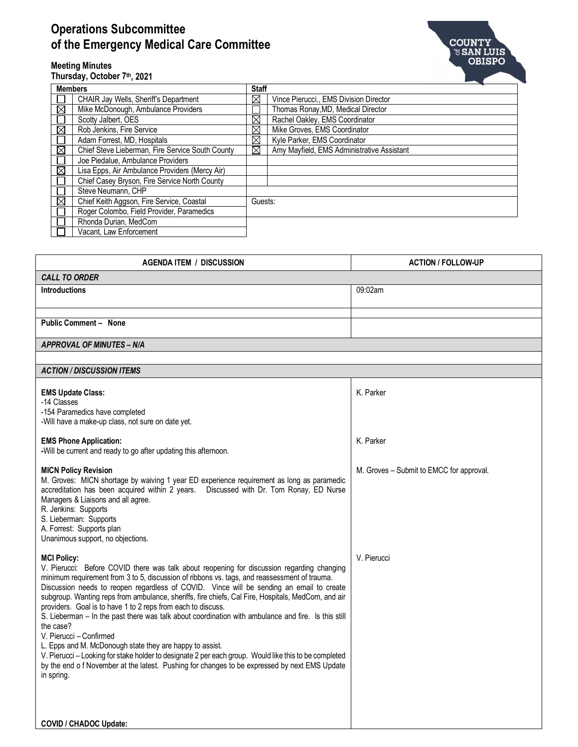# Operations Subcommittee of the Emergency Medical Care Committee

**Meeting Minutes**
**Thursday, October 7th, 2021**

| Members | | Staff | |
|---|---|---|---|
| ☐ | CHAIR Jay Wells, Sheriff's Department | ☒ | Vince Pierucci., EMS Division Director |
| ☒ | Mike McDonough, Ambulance Providers | ☐ | Thomas Ronay,MD, Medical Director |
| ☐ | Scotty Jalbert, OES | ☒ | Rachel Oakley, EMS Coordinator |
| ☒ | Rob Jenkins, Fire Service | ☒ | Mike Groves, EMS Coordinator |
| ☐ | Adam Forrest, MD, Hospitals | ☒ | Kyle Parker, EMS Coordinator |
| ☒ | Chief Steve Lieberman, Fire Service South County | ☒ | Amy Mayfield, EMS Administrative Assistant |
| ☐ | Joe Piedalue, Ambulance Providers | | |
| ☒ | Lisa Epps, Air Ambulance Providers (Mercy Air) | | |
| ☐ | Chief Casey Bryson, Fire Service North County | | |
| ☐ | Steve Neumann, CHP | | |
| ☒ | Chief Keith Aggson, Fire Service, Coastal | Guests: | |
| ☐ | Roger Colombo, Field Provider, Paramedics | | |
| ☐ | Rhonda Durian, MedCom | | |
| ☐ | Vacant, Law Enforcement | | |

| AGENDA ITEM / DISCUSSION | ACTION / FOLLOW-UP |
|---|---|
| ***CALL TO ORDER*** | |
| **Introductions** | 09:02am |
| | |
| **Public Comment – None** | |
| ***APPROVAL OF MINUTES – N/A*** | |
| | |
| ***ACTION / DISCUSSION ITEMS*** | |
| **EMS Update Class:**<br>-14 Classes<br>-154 Paramedics have completed<br>-Will have a make-up class, not sure on date yet. | K. Parker |
| **EMS Phone Application:**<br>-Will be current and ready to go after updating this afternoon. | K. Parker |
| **MICN Policy Revision**<br>M. Groves: MICN shortage by waiving 1 year ED experience requirement as long as paramedic accreditation has been acquired within 2 years. Discussed with Dr. Tom Ronay, ED Nurse Managers & Liaisons and all agree.<br>R. Jenkins: Supports<br>S. Lieberman: Supports<br>A. Forrest: Supports plan<br>Unanimous support, no objections. | M. Groves – Submit to EMCC for approval. |
| **MCI Policy:**<br>V. Pierucci: Before COVID there was talk about reopening for discussion regarding changing minimum requirement from 3 to 5, discussion of ribbons vs. tags, and reassessment of trauma. Discussion needs to reopen regardless of COVID. Vince will be sending an email to create subgroup. Wanting reps from ambulance, sheriffs, fire chiefs, Cal Fire, Hospitals, MedCom, and air providers. Goal is to have 1 to 2 reps from each to discuss.<br>S. Lieberman – In the past there was talk about coordination with ambulance and fire. Is this still the case?<br>V. Pierucci – Confirmed<br>L. Epps and M. McDonough state they are happy to assist.<br>V. Pierucci – Looking for stake holder to designate 2 per each group. Would like this to be completed by the end o f November at the latest. Pushing for changes to be expressed by next EMS Update in spring. | V. Pierucci |
| **COVID / CHADOC Update:** | |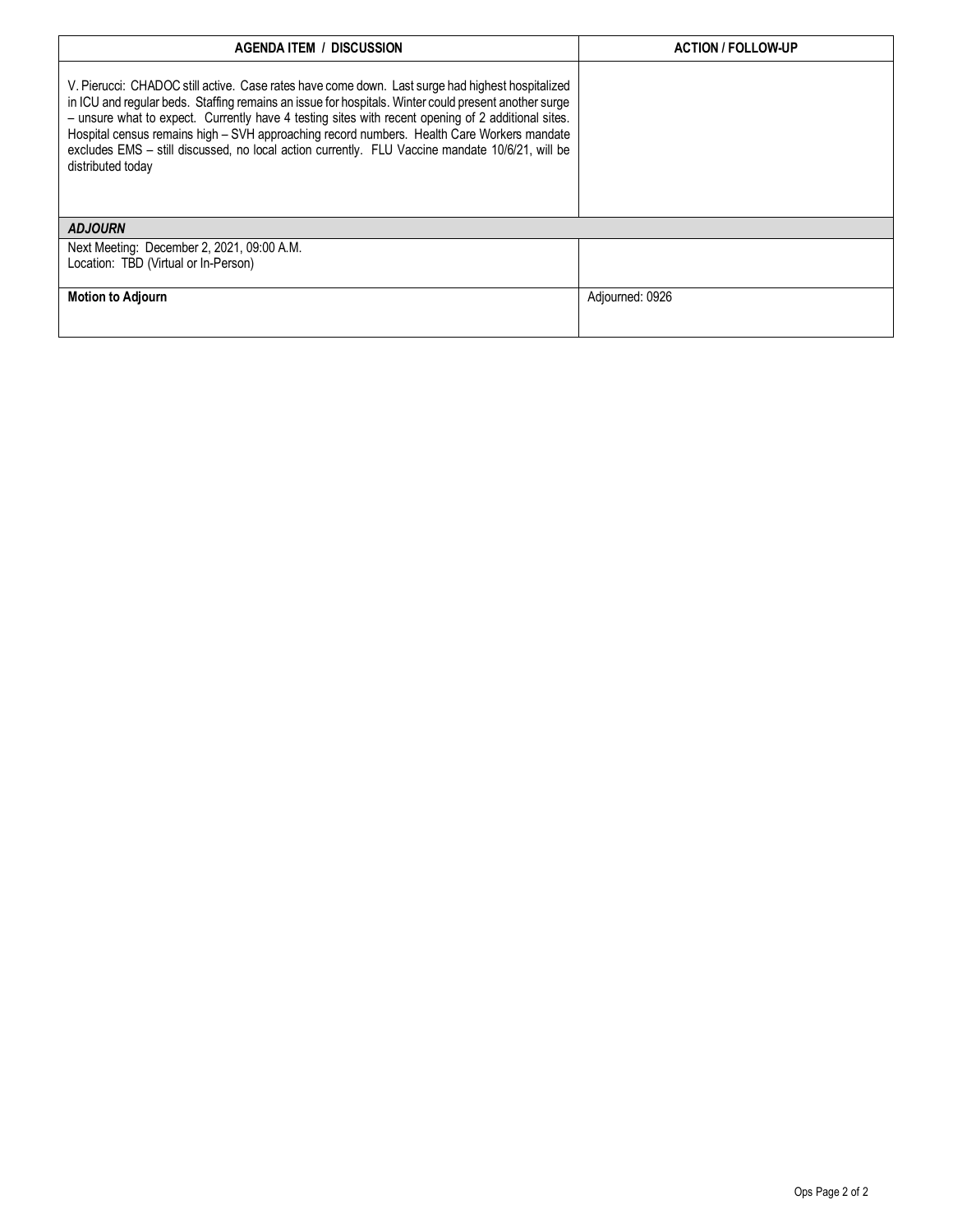| AGENDA ITEM / DISCUSSION | ACTION / FOLLOW-UP |
|---|---|
| V. Pierucci: CHADOC still active. Case rates have come down. Last surge had highest hospitalized in ICU and regular beds. Staffing remains an issue for hospitals. Winter could present another surge – unsure what to expect. Currently have 4 testing sites with recent opening of 2 additional sites. Hospital census remains high – SVH approaching record numbers. Health Care Workers mandate excludes EMS – still discussed, no local action currently. FLU Vaccine mandate 10/6/21, will be distributed today | |
| ***ADJOURN*** | |
| Next Meeting: December 2, 2021, 09:00 A.M.<br>Location: TBD (Virtual or In-Person) | |
| **Motion to Adjourn** | Adjourned: 0926 |